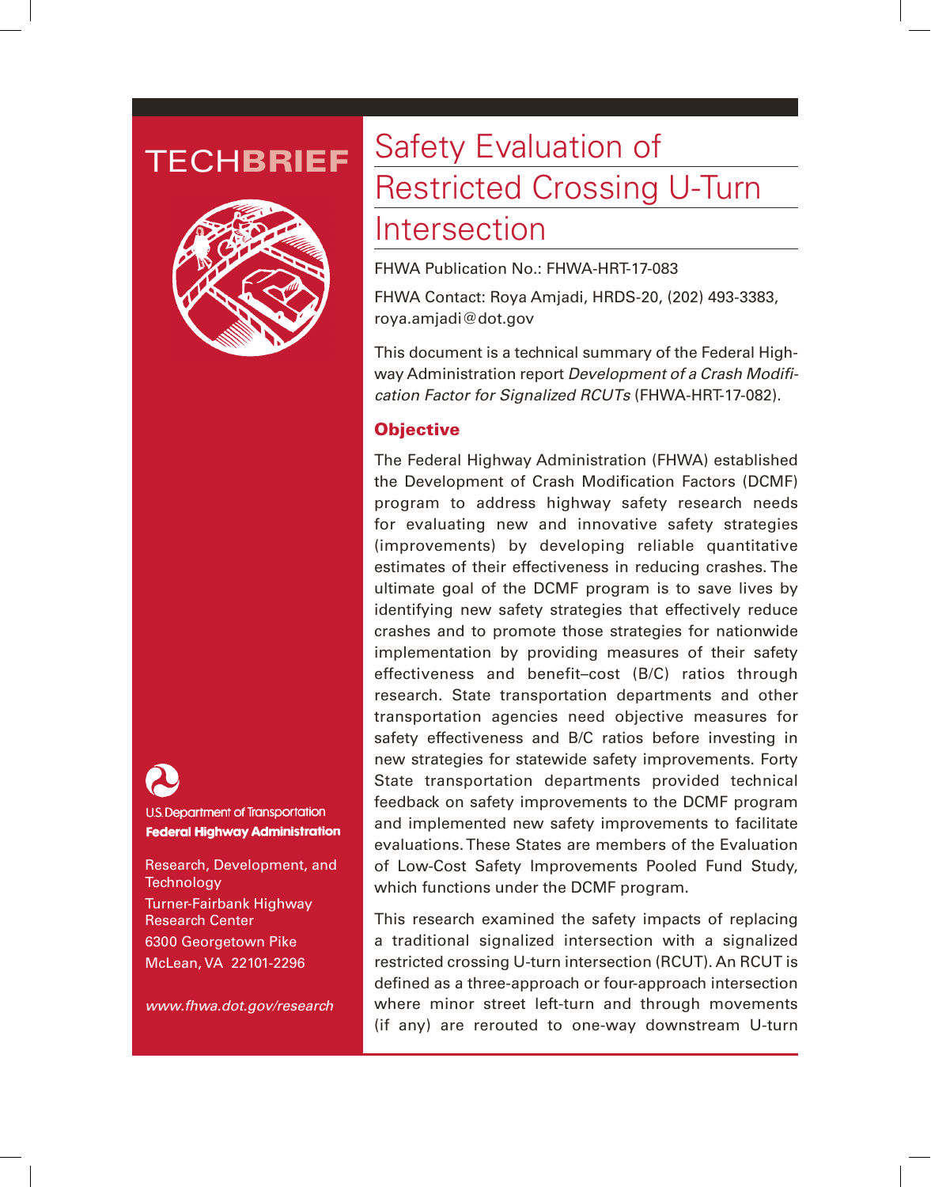TECHBRIEF

# Safety Evaluation of Restricted Crossing U-Turn Intersection

FHWA Publication No.: FHWA-HRT-17-083

FHWA Contact: Roya Amjadi, HRDS-20, (202) 493-3383, roya.amjadi@dot.gov

This document is a technical summary of the Federal Highway Administration report *Development of a Crash Modification Factor for Signalized RCUTs* (FHWA-HRT-17-082).

U.S. Department of Transportation
**Federal Highway Administration**

Research, Development, and Technology
Turner-Fairbank Highway Research Center
6300 Georgetown Pike
McLean, VA 22101-2296

*www.fhwa.dot.gov/research*

## Objective

The Federal Highway Administration (FHWA) established the Development of Crash Modification Factors (DCMF) program to address highway safety research needs for evaluating new and innovative safety strategies (improvements) by developing reliable quantitative estimates of their effectiveness in reducing crashes. The ultimate goal of the DCMF program is to save lives by identifying new safety strategies that effectively reduce crashes and to promote those strategies for nationwide implementation by providing measures of their safety effectiveness and benefit–cost (B/C) ratios through research. State transportation departments and other transportation agencies need objective measures for safety effectiveness and B/C ratios before investing in new strategies for statewide safety improvements. Forty State transportation departments provided technical feedback on safety improvements to the DCMF program and implemented new safety improvements to facilitate evaluations. These States are members of the Evaluation of Low-Cost Safety Improvements Pooled Fund Study, which functions under the DCMF program.

This research examined the safety impacts of replacing a traditional signalized intersection with a signalized restricted crossing U-turn intersection (RCUT). An RCUT is defined as a three-approach or four-approach intersection where minor street left-turn and through movements (if any) are rerouted to one-way downstream U-turn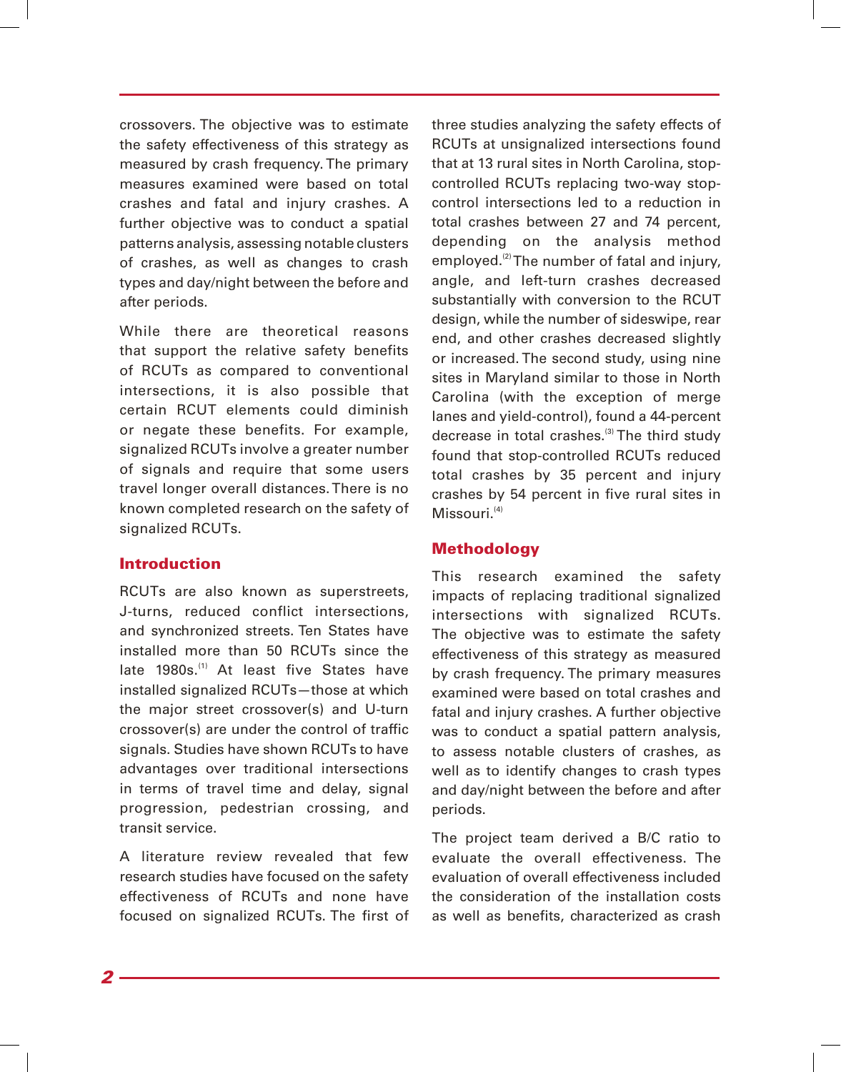crossovers. The objective was to estimate the safety effectiveness of this strategy as measured by crash frequency. The primary measures examined were based on total crashes and fatal and injury crashes. A further objective was to conduct a spatial patterns analysis, assessing notable clusters of crashes, as well as changes to crash types and day/night between the before and after periods.

While there are theoretical reasons that support the relative safety benefits of RCUTs as compared to conventional intersections, it is also possible that certain RCUT elements could diminish or negate these benefits. For example, signalized RCUTs involve a greater number of signals and require that some users travel longer overall distances. There is no known completed research on the safety of signalized RCUTs.

## Introduction

RCUTs are also known as superstreets, J-turns, reduced conflict intersections, and synchronized streets. Ten States have installed more than 50 RCUTs since the late 1980s.[1] At least five States have installed signalized RCUTs—those at which the major street crossover(s) and U-turn crossover(s) are under the control of traffic signals. Studies have shown RCUTs to have advantages over traditional intersections in terms of travel time and delay, signal progression, pedestrian crossing, and transit service.

A literature review revealed that few research studies have focused on the safety effectiveness of RCUTs and none have focused on signalized RCUTs. The first of three studies analyzing the safety effects of RCUTs at unsignalized intersections found that at 13 rural sites in North Carolina, stop-controlled RCUTs replacing two-way stop-control intersections led to a reduction in total crashes between 27 and 74 percent, depending on the analysis method employed.[2] The number of fatal and injury, angle, and left-turn crashes decreased substantially with conversion to the RCUT design, while the number of sideswipe, rear end, and other crashes decreased slightly or increased. The second study, using nine sites in Maryland similar to those in North Carolina (with the exception of merge lanes and yield-control), found a 44-percent decrease in total crashes.[3] The third study found that stop-controlled RCUTs reduced total crashes by 35 percent and injury crashes by 54 percent in five rural sites in Missouri.[4]

## Methodology

This research examined the safety impacts of replacing traditional signalized intersections with signalized RCUTs. The objective was to estimate the safety effectiveness of this strategy as measured by crash frequency. The primary measures examined were based on total crashes and fatal and injury crashes. A further objective was to conduct a spatial pattern analysis, to assess notable clusters of crashes, as well as to identify changes to crash types and day/night between the before and after periods.

The project team derived a B/C ratio to evaluate the overall effectiveness. The evaluation of overall effectiveness included the consideration of the installation costs as well as benefits, characterized as crash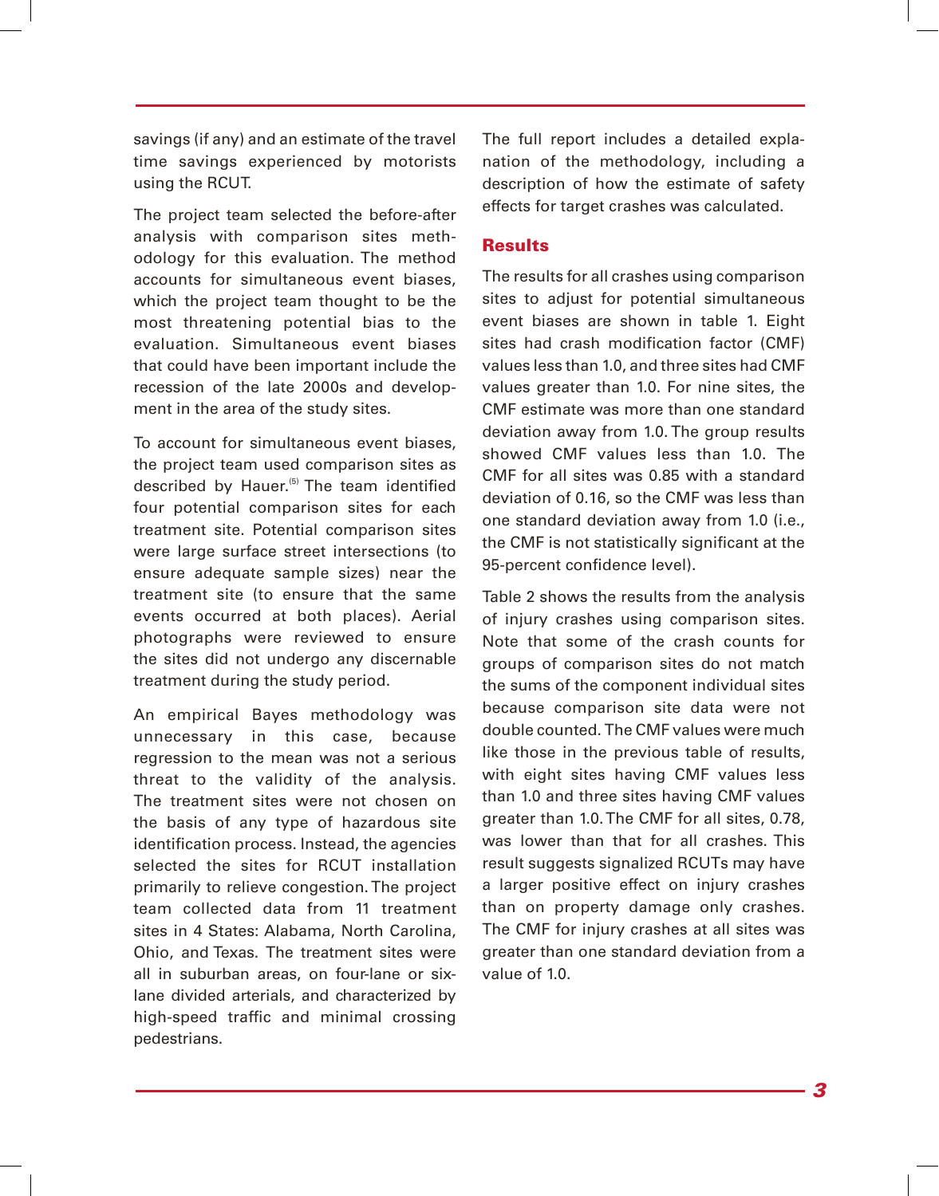savings (if any) and an estimate of the travel time savings experienced by motorists using the RCUT.

The project team selected the before-after analysis with comparison sites methodology for this evaluation. The method accounts for simultaneous event biases, which the project team thought to be the most threatening potential bias to the evaluation. Simultaneous event biases that could have been important include the recession of the late 2000s and development in the area of the study sites.

To account for simultaneous event biases, the project team used comparison sites as described by Hauer.[5] The team identified four potential comparison sites for each treatment site. Potential comparison sites were large surface street intersections (to ensure adequate sample sizes) near the treatment site (to ensure that the same events occurred at both places). Aerial photographs were reviewed to ensure the sites did not undergo any discernable treatment during the study period.

An empirical Bayes methodology was unnecessary in this case, because regression to the mean was not a serious threat to the validity of the analysis. The treatment sites were not chosen on the basis of any type of hazardous site identification process. Instead, the agencies selected the sites for RCUT installation primarily to relieve congestion. The project team collected data from 11 treatment sites in 4 States: Alabama, North Carolina, Ohio, and Texas. The treatment sites were all in suburban areas, on four-lane or six-lane divided arterials, and characterized by high-speed traffic and minimal crossing pedestrians.

The full report includes a detailed explanation of the methodology, including a description of how the estimate of safety effects for target crashes was calculated.

## Results

The results for all crashes using comparison sites to adjust for potential simultaneous event biases are shown in table 1. Eight sites had crash modification factor (CMF) values less than 1.0, and three sites had CMF values greater than 1.0. For nine sites, the CMF estimate was more than one standard deviation away from 1.0. The group results showed CMF values less than 1.0. The CMF for all sites was 0.85 with a standard deviation of 0.16, so the CMF was less than one standard deviation away from 1.0 (i.e., the CMF is not statistically significant at the 95-percent confidence level).

Table 2 shows the results from the analysis of injury crashes using comparison sites. Note that some of the crash counts for groups of comparison sites do not match the sums of the component individual sites because comparison site data were not double counted. The CMF values were much like those in the previous table of results, with eight sites having CMF values less than 1.0 and three sites having CMF values greater than 1.0. The CMF for all sites, 0.78, was lower than that for all crashes. This result suggests signalized RCUTs may have a larger positive effect on injury crashes than on property damage only crashes. The CMF for injury crashes at all sites was greater than one standard deviation from a value of 1.0.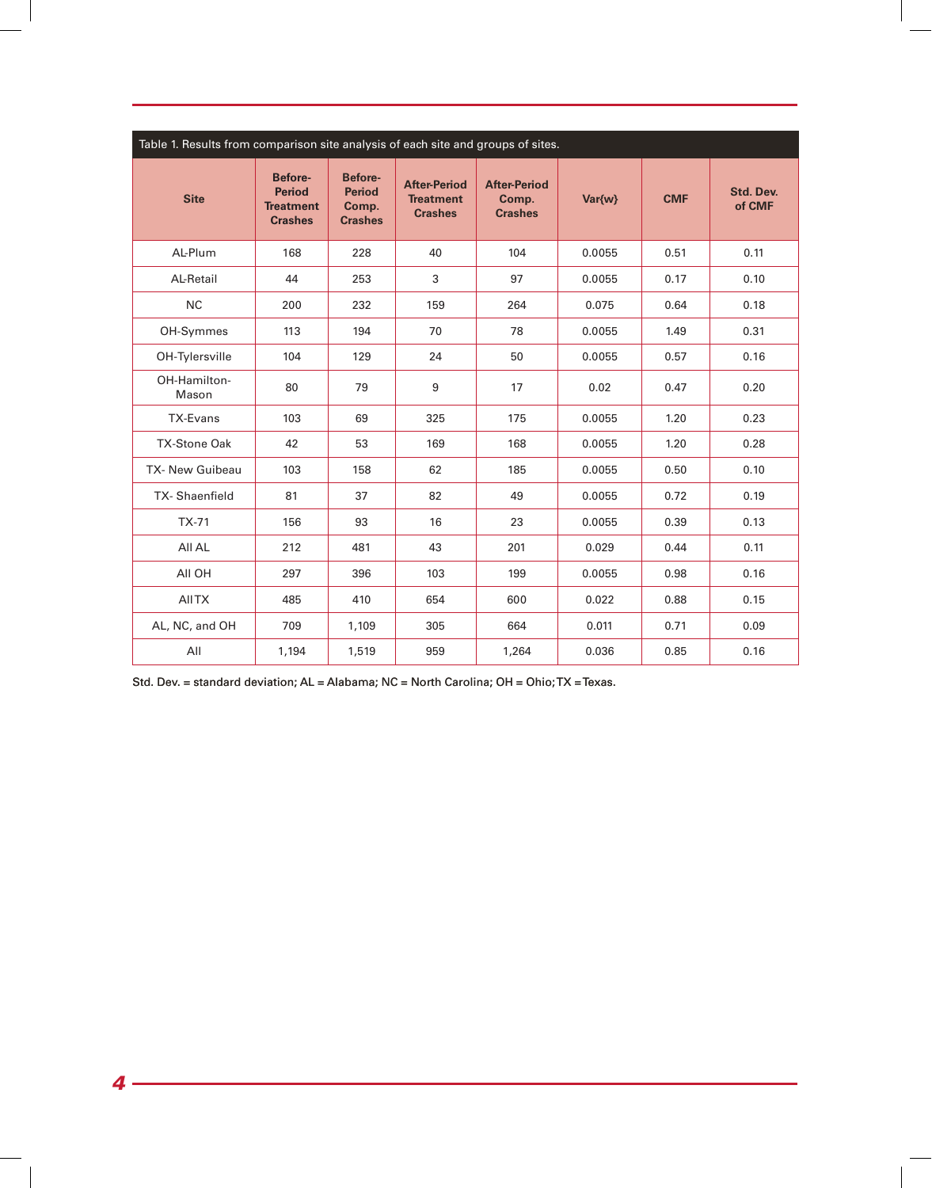Table 1. Results from comparison site analysis of each site and groups of sites.

| Site | Before-Period Treatment Crashes | Before-Period Comp. Crashes | After-Period Treatment Crashes | After-Period Comp. Crashes | Var{w} | CMF | Std. Dev. of CMF |
|---|---|---|---|---|---|---|---|
| AL-Plum | 168 | 228 | 40 | 104 | 0.0055 | 0.51 | 0.11 |
| AL-Retail | 44 | 253 | 3 | 97 | 0.0055 | 0.17 | 0.10 |
| NC | 200 | 232 | 159 | 264 | 0.075 | 0.64 | 0.18 |
| OH-Symmes | 113 | 194 | 70 | 78 | 0.0055 | 1.49 | 0.31 |
| OH-Tylersville | 104 | 129 | 24 | 50 | 0.0055 | 0.57 | 0.16 |
| OH-Hamilton-Mason | 80 | 79 | 9 | 17 | 0.02 | 0.47 | 0.20 |
| TX-Evans | 103 | 69 | 325 | 175 | 0.0055 | 1.20 | 0.23 |
| TX-Stone Oak | 42 | 53 | 169 | 168 | 0.0055 | 1.20 | 0.28 |
| TX- New Guibeau | 103 | 158 | 62 | 185 | 0.0055 | 0.50 | 0.10 |
| TX- Shaenfield | 81 | 37 | 82 | 49 | 0.0055 | 0.72 | 0.19 |
| TX-71 | 156 | 93 | 16 | 23 | 0.0055 | 0.39 | 0.13 |
| All AL | 212 | 481 | 43 | 201 | 0.029 | 0.44 | 0.11 |
| All OH | 297 | 396 | 103 | 199 | 0.0055 | 0.98 | 0.16 |
| All TX | 485 | 410 | 654 | 600 | 0.022 | 0.88 | 0.15 |
| AL, NC, and OH | 709 | 1,109 | 305 | 664 | 0.011 | 0.71 | 0.09 |
| All | 1,194 | 1,519 | 959 | 1,264 | 0.036 | 0.85 | 0.16 |

Std. Dev. = standard deviation; AL = Alabama; NC = North Carolina; OH = Ohio; TX = Texas.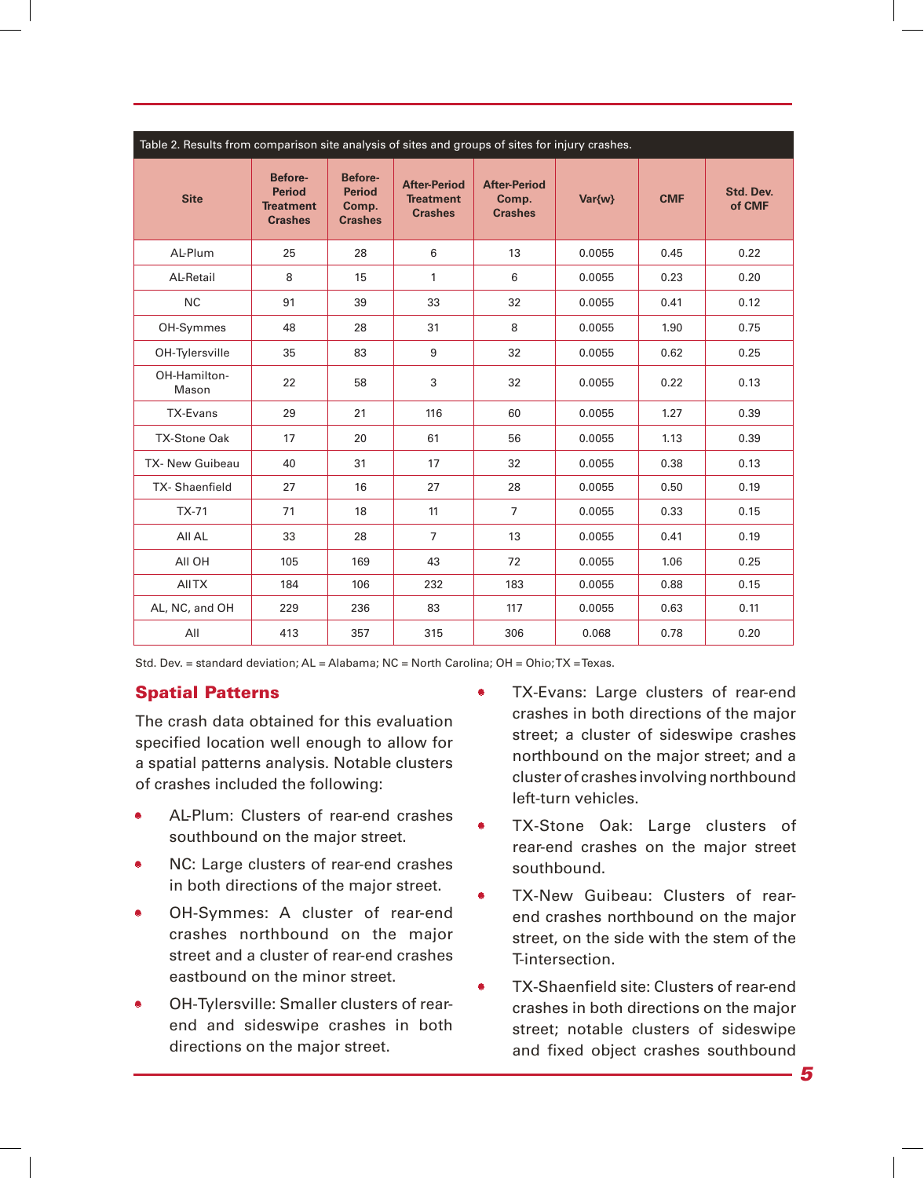Table 2. Results from comparison site analysis of sites and groups of sites for injury crashes.

| Site | Before-Period Treatment Crashes | Before-Period Comp. Crashes | After-Period Treatment Crashes | After-Period Comp. Crashes | Var{w} | CMF | Std. Dev. of CMF |
|---|---|---|---|---|---|---|---|
| AL-Plum | 25 | 28 | 6 | 13 | 0.0055 | 0.45 | 0.22 |
| AL-Retail | 8 | 15 | 1 | 6 | 0.0055 | 0.23 | 0.20 |
| NC | 91 | 39 | 33 | 32 | 0.0055 | 0.41 | 0.12 |
| OH-Symmes | 48 | 28 | 31 | 8 | 0.0055 | 1.90 | 0.75 |
| OH-Tylersville | 35 | 83 | 9 | 32 | 0.0055 | 0.62 | 0.25 |
| OH-Hamilton-Mason | 22 | 58 | 3 | 32 | 0.0055 | 0.22 | 0.13 |
| TX-Evans | 29 | 21 | 116 | 60 | 0.0055 | 1.27 | 0.39 |
| TX-Stone Oak | 17 | 20 | 61 | 56 | 0.0055 | 1.13 | 0.39 |
| TX- New Guibeau | 40 | 31 | 17 | 32 | 0.0055 | 0.38 | 0.13 |
| TX- Shaenfield | 27 | 16 | 27 | 28 | 0.0055 | 0.50 | 0.19 |
| TX-71 | 71 | 18 | 11 | 7 | 0.0055 | 0.33 | 0.15 |
| All AL | 33 | 28 | 7 | 13 | 0.0055 | 0.41 | 0.19 |
| All OH | 105 | 169 | 43 | 72 | 0.0055 | 1.06 | 0.25 |
| All TX | 184 | 106 | 232 | 183 | 0.0055 | 0.88 | 0.15 |
| AL, NC, and OH | 229 | 236 | 83 | 117 | 0.0055 | 0.63 | 0.11 |
| All | 413 | 357 | 315 | 306 | 0.068 | 0.78 | 0.20 |

Std. Dev. = standard deviation; AL = Alabama; NC = North Carolina; OH = Ohio; TX = Texas.

## Spatial Patterns

The crash data obtained for this evaluation specified location well enough to allow for a spatial patterns analysis. Notable clusters of crashes included the following:

- AL-Plum: Clusters of rear-end crashes southbound on the major street.
- NC: Large clusters of rear-end crashes in both directions of the major street.
- OH-Symmes: A cluster of rear-end crashes northbound on the major street and a cluster of rear-end crashes eastbound on the minor street.
- OH-Tylersville: Smaller clusters of rear-end and sideswipe crashes in both directions on the major street.
- TX-Evans: Large clusters of rear-end crashes in both directions of the major street; a cluster of sideswipe crashes northbound on the major street; and a cluster of crashes involving northbound left-turn vehicles.
- TX-Stone Oak: Large clusters of rear-end crashes on the major street southbound.
- TX-New Guibeau: Clusters of rear-end crashes northbound on the major street, on the side with the stem of the T-intersection.
- TX-Shaenfield site: Clusters of rear-end crashes in both directions on the major street; notable clusters of sideswipe and fixed object crashes southbound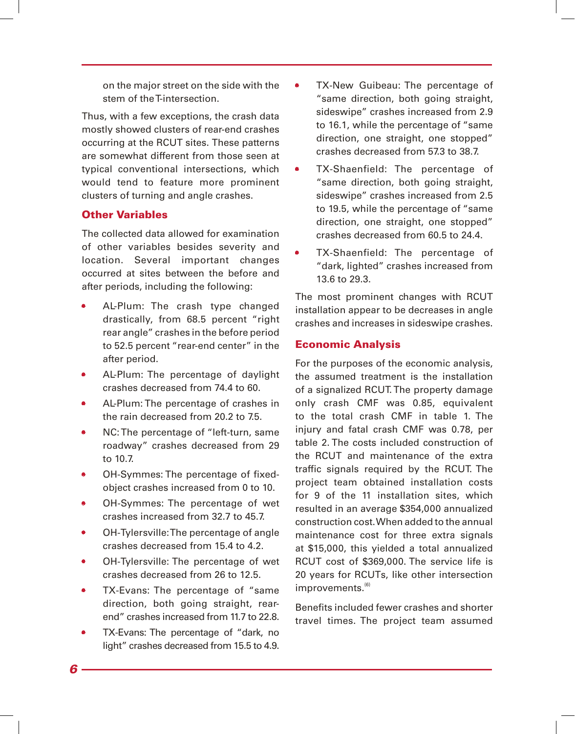on the major street on the side with the stem of the T-intersection.

Thus, with a few exceptions, the crash data mostly showed clusters of rear-end crashes occurring at the RCUT sites. These patterns are somewhat different from those seen at typical conventional intersections, which would tend to feature more prominent clusters of turning and angle crashes.

## Other Variables

The collected data allowed for examination of other variables besides severity and location. Several important changes occurred at sites between the before and after periods, including the following:

- AL-Plum: The crash type changed drastically, from 68.5 percent "right rear angle" crashes in the before period to 52.5 percent "rear-end center" in the after period.
- AL-Plum: The percentage of daylight crashes decreased from 74.4 to 60.
- AL-Plum: The percentage of crashes in the rain decreased from 20.2 to 7.5.
- NC: The percentage of "left-turn, same roadway" crashes decreased from 29 to 10.7.
- OH-Symmes: The percentage of fixed-object crashes increased from 0 to 10.
- OH-Symmes: The percentage of wet crashes increased from 32.7 to 45.7.
- OH-Tylersville: The percentage of angle crashes decreased from 15.4 to 4.2.
- OH-Tylersville: The percentage of wet crashes decreased from 26 to 12.5.
- TX-Evans: The percentage of "same direction, both going straight, rear-end" crashes increased from 11.7 to 22.8.
- TX-Evans: The percentage of "dark, no light" crashes decreased from 15.5 to 4.9.
- TX-New Guibeau: The percentage of "same direction, both going straight, sideswipe" crashes increased from 2.9 to 16.1, while the percentage of "same direction, one straight, one stopped" crashes decreased from 57.3 to 38.7.
- TX-Shaenfield: The percentage of "same direction, both going straight, sideswipe" crashes increased from 2.5 to 19.5, while the percentage of "same direction, one straight, one stopped" crashes decreased from 60.5 to 24.4.
- TX-Shaenfield: The percentage of "dark, lighted" crashes increased from 13.6 to 29.3.

The most prominent changes with RCUT installation appear to be decreases in angle crashes and increases in sideswipe crashes.

## Economic Analysis

For the purposes of the economic analysis, the assumed treatment is the installation of a signalized RCUT. The property damage only crash CMF was 0.85, equivalent to the total crash CMF in table 1. The injury and fatal crash CMF was 0.78, per table 2. The costs included construction of the RCUT and maintenance of the extra traffic signals required by the RCUT. The project team obtained installation costs for 9 of the 11 installation sites, which resulted in an average $354,000 annualized construction cost. When added to the annual maintenance cost for three extra signals at $15,000, this yielded a total annualized RCUT cost of $369,000. The service life is 20 years for RCUTs, like other intersection improvements.[6]

Benefits included fewer crashes and shorter travel times. The project team assumed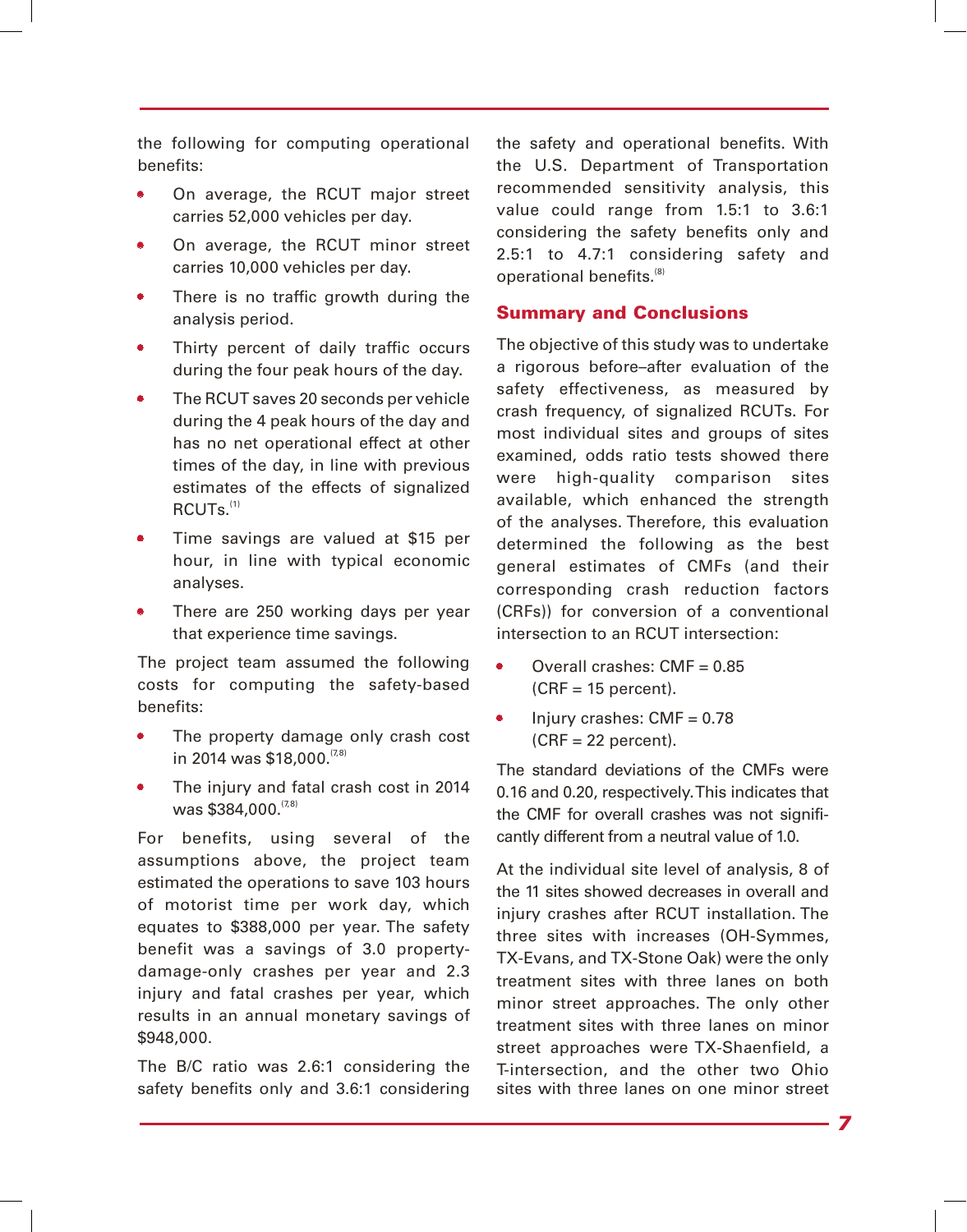the following for computing operational benefits:

- On average, the RCUT major street carries 52,000 vehicles per day.
- On average, the RCUT minor street carries 10,000 vehicles per day.
- There is no traffic growth during the analysis period.
- Thirty percent of daily traffic occurs during the four peak hours of the day.
- The RCUT saves 20 seconds per vehicle during the 4 peak hours of the day and has no net operational effect at other times of the day, in line with previous estimates of the effects of signalized RCUTs.[1]
- Time savings are valued at $15 per hour, in line with typical economic analyses.
- There are 250 working days per year that experience time savings.

The project team assumed the following costs for computing the safety-based benefits:

- The property damage only crash cost in 2014 was $18,000.[7,8]
- The injury and fatal crash cost in 2014 was $384,000.[7,8]

For benefits, using several of the assumptions above, the project team estimated the operations to save 103 hours of motorist time per work day, which equates to $388,000 per year. The safety benefit was a savings of 3.0 property-damage-only crashes per year and 2.3 injury and fatal crashes per year, which results in an annual monetary savings of $948,000.

The B/C ratio was 2.6:1 considering the safety benefits only and 3.6:1 considering the safety and operational benefits. With the U.S. Department of Transportation recommended sensitivity analysis, this value could range from 1.5:1 to 3.6:1 considering the safety benefits only and 2.5:1 to 4.7:1 considering safety and operational benefits.[8]

## Summary and Conclusions

The objective of this study was to undertake a rigorous before–after evaluation of the safety effectiveness, as measured by crash frequency, of signalized RCUTs. For most individual sites and groups of sites examined, odds ratio tests showed there were high-quality comparison sites available, which enhanced the strength of the analyses. Therefore, this evaluation determined the following as the best general estimates of CMFs (and their corresponding crash reduction factors (CRFs)) for conversion of a conventional intersection to an RCUT intersection:

- Overall crashes: CMF = 0.85 (CRF = 15 percent).
- Injury crashes: CMF = 0.78 (CRF = 22 percent).

The standard deviations of the CMFs were 0.16 and 0.20, respectively. This indicates that the CMF for overall crashes was not significantly different from a neutral value of 1.0.

At the individual site level of analysis, 8 of the 11 sites showed decreases in overall and injury crashes after RCUT installation. The three sites with increases (OH-Symmes, TX-Evans, and TX-Stone Oak) were the only treatment sites with three lanes on both minor street approaches. The only other treatment sites with three lanes on minor street approaches were TX-Shaenfield, a T-intersection, and the other two Ohio sites with three lanes on one minor street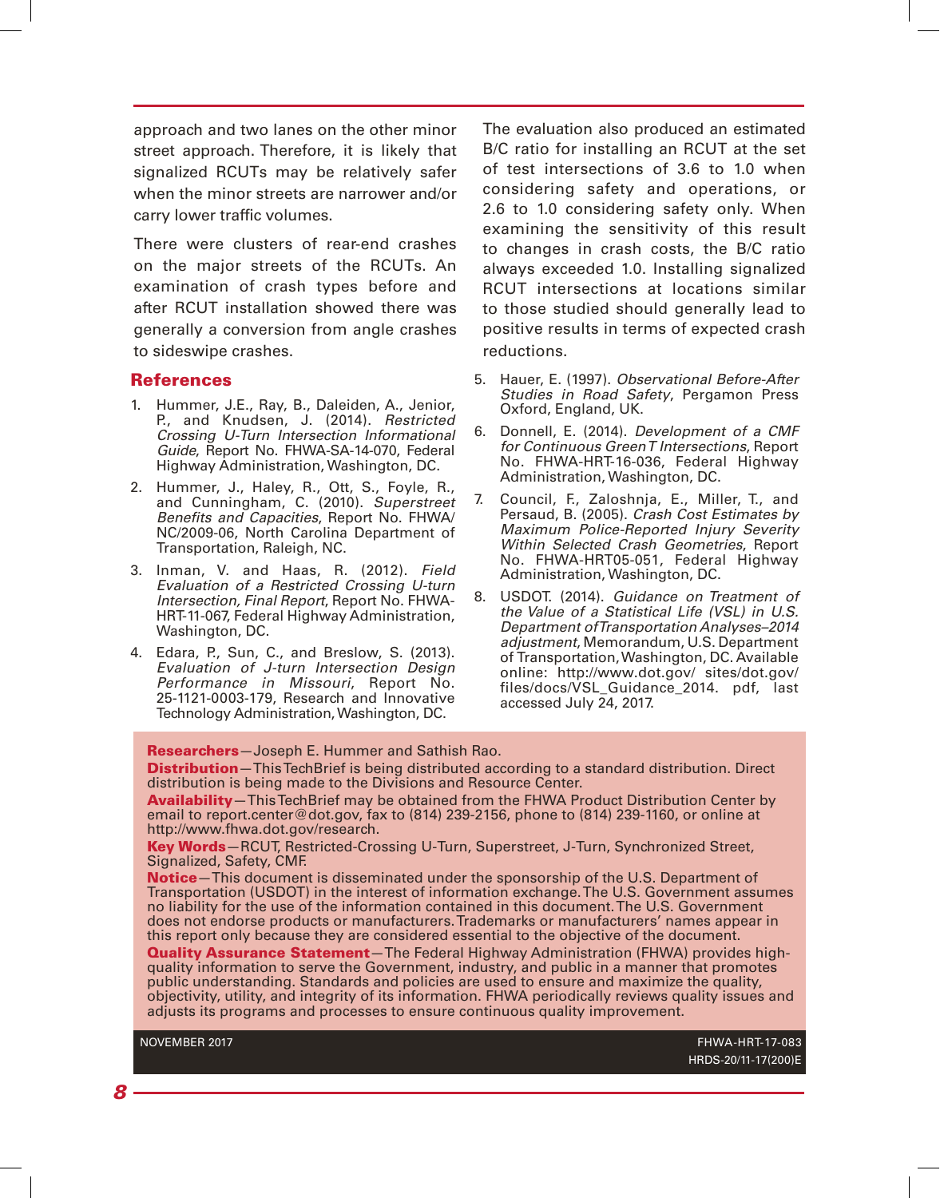approach and two lanes on the other minor street approach. Therefore, it is likely that signalized RCUTs may be relatively safer when the minor streets are narrower and/or carry lower traffic volumes.

There were clusters of rear-end crashes on the major streets of the RCUTs. An examination of crash types before and after RCUT installation showed there was generally a conversion from angle crashes to sideswipe crashes.

The evaluation also produced an estimated B/C ratio for installing an RCUT at the set of test intersections of 3.6 to 1.0 when considering safety and operations, or 2.6 to 1.0 considering safety only. When examining the sensitivity of this result to changes in crash costs, the B/C ratio always exceeded 1.0. Installing signalized RCUT intersections at locations similar to those studied should generally lead to positive results in terms of expected crash reductions.

## References

1. Hummer, J.E., Ray, B., Daleiden, A., Jenior, P., and Knudsen, J. (2014). *Restricted Crossing U-Turn Intersection Informational Guide*, Report No. FHWA-SA-14-070, Federal Highway Administration, Washington, DC.
2. Hummer, J., Haley, R., Ott, S., Foyle, R., and Cunningham, C. (2010). *Superstreet Benefits and Capacities*, Report No. FHWA/NC/2009-06, North Carolina Department of Transportation, Raleigh, NC.
3. Inman, V. and Haas, R. (2012). *Field Evaluation of a Restricted Crossing U-turn Intersection, Final Report*, Report No. FHWA-HRT-11-067, Federal Highway Administration, Washington, DC.
4. Edara, P., Sun, C., and Breslow, S. (2013). *Evaluation of J-turn Intersection Design Performance in Missouri*, Report No. 25-1121-0003-179, Research and Innovative Technology Administration, Washington, DC.
5. Hauer, E. (1997). *Observational Before-After Studies in Road Safety*, Pergamon Press Oxford, England, UK.
6. Donnell, E. (2014). *Development of a CMF for Continuous Green T Intersections*, Report No. FHWA-HRT-16-036, Federal Highway Administration, Washington, DC.
7. Council, F., Zaloshnja, E., Miller, T., and Persaud, B. (2005). *Crash Cost Estimates by Maximum Police-Reported Injury Severity Within Selected Crash Geometries*, Report No. FHWA-HRT05-051, Federal Highway Administration, Washington, DC.
8. USDOT. (2014). *Guidance on Treatment of the Value of a Statistical Life (VSL) in U.S. Department of Transportation Analyses–2014 adjustment*, Memorandum, U.S. Department of Transportation, Washington, DC. Available online: http://www.dot.gov/ sites/dot.gov/files/docs/VSL_Guidance_2014. pdf, last accessed July 24, 2017.

**Researchers**—Joseph E. Hummer and Sathish Rao.

**Distribution**—This TechBrief is being distributed according to a standard distribution. Direct distribution is being made to the Divisions and Resource Center.

**Availability**—This TechBrief may be obtained from the FHWA Product Distribution Center by email to report.center@dot.gov, fax to (814) 239-2156, phone to (814) 239-1160, or online at http://www.fhwa.dot.gov/research.

**Key Words**—RCUT, Restricted-Crossing U-Turn, Superstreet, J-Turn, Synchronized Street, Signalized, Safety, CMF.

**Notice**—This document is disseminated under the sponsorship of the U.S. Department of Transportation (USDOT) in the interest of information exchange. The U.S. Government assumes no liability for the use of the information contained in this document. The U.S. Government does not endorse products or manufacturers. Trademarks or manufacturers' names appear in this report only because they are considered essential to the objective of the document.

**Quality Assurance Statement**—The Federal Highway Administration (FHWA) provides high-quality information to serve the Government, industry, and public in a manner that promotes public understanding. Standards and policies are used to ensure and maximize the quality, objectivity, utility, and integrity of its information. FHWA periodically reviews quality issues and adjusts its programs and processes to ensure continuous quality improvement.

NOVEMBER 2017

FHWA-HRT-17-083
HRDS-20/11-17(200)E